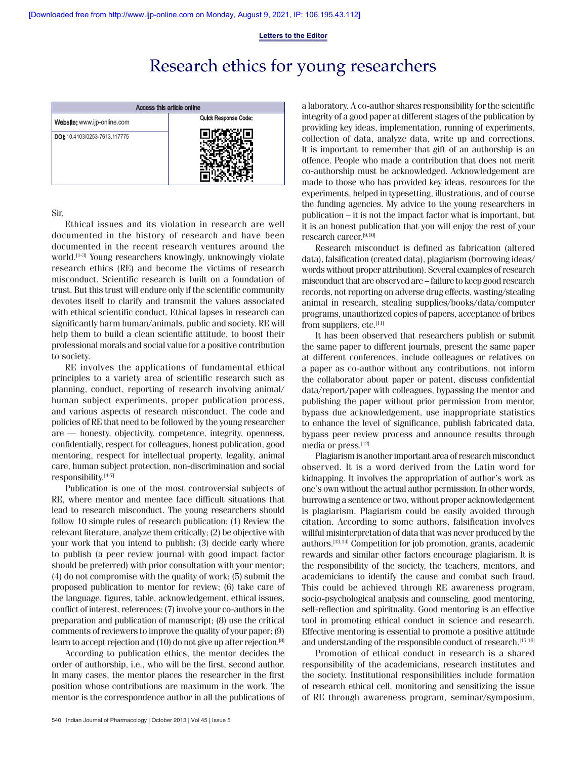Letters to the Editor

# Research ethics for young researchers

| Access this article online | |
|---|---|
| Website: www.ijp-online.com | Quick Response Code: |
| DOI: 10.4103/0253-7613.117775 | |

Sir,

Ethical issues and its violation in research are well documented in the history of research and have been documented in the recent research ventures around the world.[1-3] Young researchers knowingly, unknowingly violate research ethics (RE) and become the victims of research misconduct. Scientific research is built on a foundation of trust. But this trust will endure only if the scientific community devotes itself to clarify and transmit the values associated with ethical scientific conduct. Ethical lapses in research can significantly harm human/animals, public and society. RE will help them to build a clean scientific attitude, to boost their professional morals and social value for a positive contribution to society.

RE involves the applications of fundamental ethical principles to a variety area of scientific research such as planning, conduct, reporting of research involving animal/ human subject experiments, proper publication process, and various aspects of research misconduct. The code and policies of RE that need to be followed by the young researcher are — honesty, objectivity, competence, integrity, openness, confidentially, respect for colleagues, honest publication, good mentoring, respect for intellectual property, legality, animal care, human subject protection, non-discrimination and social responsibility.[4-7]

Publication is one of the most controversial subjects of RE, where mentor and mentee face difficult situations that lead to research misconduct. The young researchers should follow 10 simple rules of research publication: (1) Review the relevant literature, analyze them critically; (2) be objective with your work that you intend to publish; (3) decide early where to publish (a peer review journal with good impact factor should be preferred) with prior consultation with your mentor; (4) do not compromise with the quality of work; (5) submit the proposed publication to mentor for review; (6) take care of the language, figures, table, acknowledgement, ethical issues, conflict of interest, references; (7) involve your co-authors in the preparation and publication of manuscript; (8) use the critical comments of reviewers to improve the quality of your paper; (9) learn to accept rejection and (10) do not give up after rejection.[8]

According to publication ethics, the mentor decides the order of authorship, i.e., who will be the first, second author. In many cases, the mentor places the researcher in the first position whose contributions are maximum in the work. The mentor is the correspondence author in all the publications of a laboratory. A co-author shares responsibility for the scientific integrity of a good paper at different stages of the publication by providing key ideas, implementation, running of experiments, collection of data, analyze data, write up and corrections. It is important to remember that gift of an authorship is an offence. People who made a contribution that does not merit co-authorship must be acknowledged. Acknowledgement are made to those who has provided key ideas, resources for the experiments, helped in typesetting, illustrations, and of course the funding agencies. My advice to the young researchers in publication – it is not the impact factor what is important, but it is an honest publication that you will enjoy the rest of your research career.[9,10]

Research misconduct is defined as fabrication (altered data), falsification (created data), plagiarism (borrowing ideas/ words without proper attribution). Several examples of research misconduct that are observed are – failure to keep good research records, not reporting on adverse drug effects, wasting/stealing animal in research, stealing supplies/books/data/computer programs, unauthorized copies of papers, acceptance of bribes from suppliers, etc.[11]

It has been observed that researchers publish or submit the same paper to different journals, present the same paper at different conferences, include colleagues or relatives on a paper as co-author without any contributions, not inform the collaborator about paper or patent, discuss confidential data/report/paper with colleagues, bypassing the mentor and publishing the paper without prior permission from mentor, bypass due acknowledgement, use inappropriate statistics to enhance the level of significance, publish fabricated data, bypass peer review process and announce results through media or press.[12]

Plagiarism is another important area of research misconduct observed. It is a word derived from the Latin word for kidnapping. It involves the appropriation of author's work as one's own without the actual author permission. In other words, burrowing a sentence or two, without proper acknowledgement is plagiarism. Plagiarism could be easily avoided through citation. According to some authors, falsification involves willful misinterpretation of data that was never produced by the authors.[13,14] Competition for job promotion, grants, academic rewards and similar other factors encourage plagiarism. It is the responsibility of the society, the teachers, mentors, and academicians to identify the cause and combat such fraud. This could be achieved through RE awareness program, socio-psychological analysis and counseling, good mentoring, self-reflection and spirituality. Good mentoring is an effective tool in promoting ethical conduct in science and research. Effective mentoring is essential to promote a positive attitude and understanding of the responsible conduct of research.[15,16]

Promotion of ethical conduct in research is a shared responsibility of the academicians, research institutes and the society. Institutional responsibilities include formation of research ethical cell, monitoring and sensitizing the issue of RE through awareness program, seminar/symposium,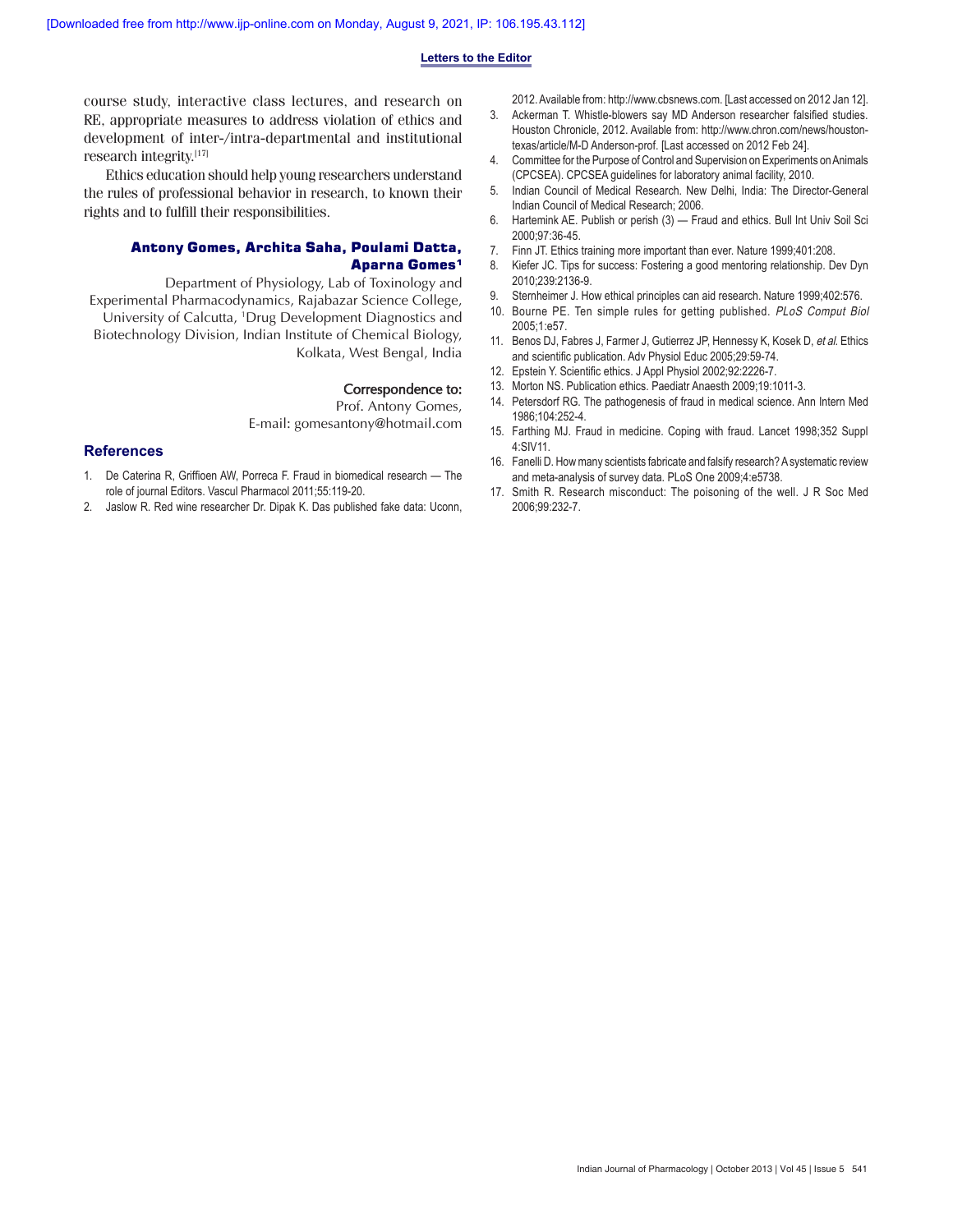course study, interactive class lectures, and research on RE, appropriate measures to address violation of ethics and development of inter-/intra-departmental and institutional research integrity.[17]

Ethics education should help young researchers understand the rules of professional behavior in research, to known their rights and to fulfill their responsibilities.

**Antony Gomes, Archita Saha, Poulami Datta, Aparna Gomes[1]**

Department of Physiology, Lab of Toxinology and Experimental Pharmacodynamics, Rajabazar Science College, University of Calcutta, [1]Drug Development Diagnostics and Biotechnology Division, Indian Institute of Chemical Biology, Kolkata, West Bengal, India

**Correspondence to:**
Prof. Antony Gomes,
E-mail: gomesantony@hotmail.com

## References

1. De Caterina R, Griffioen AW, Porreca F. Fraud in biomedical research — The role of journal Editors. Vascul Pharmacol 2011;55:119-20.
2. Jaslow R. Red wine researcher Dr. Dipak K. Das published fake data: Uconn, 2012. Available from: http://www.cbsnews.com. [Last accessed on 2012 Jan 12].
3. Ackerman T. Whistle-blowers say MD Anderson researcher falsified studies. Houston Chronicle, 2012. Available from: http://www.chron.com/news/houston-texas/article/M-D Anderson-prof. [Last accessed on 2012 Feb 24].
4. Committee for the Purpose of Control and Supervision on Experiments on Animals (CPCSEA). CPCSEA guidelines for laboratory animal facility, 2010.
5. Indian Council of Medical Research. New Delhi, India: The Director-General Indian Council of Medical Research; 2006.
6. Hartemink AE. Publish or perish (3) — Fraud and ethics. Bull Int Univ Soil Sci 2000;97:36-45.
7. Finn JT. Ethics training more important than ever. Nature 1999;401:208.
8. Kiefer JC. Tips for success: Fostering a good mentoring relationship. Dev Dyn 2010;239:2136-9.
9. Sternheimer J. How ethical principles can aid research. Nature 1999;402:576.
10. Bourne PE. Ten simple rules for getting published. *PLoS Comput Biol* 2005;1:e57.
11. Benos DJ, Fabres J, Farmer J, Gutierrez JP, Hennessy K, Kosek D, *et al.* Ethics and scientific publication. Adv Physiol Educ 2005;29:59-74.
12. Epstein Y. Scientific ethics. J Appl Physiol 2002;92:2226-7.
13. Morton NS. Publication ethics. Paediatr Anaesth 2009;19:1011-3.
14. Petersdorf RG. The pathogenesis of fraud in medical science. Ann Intern Med 1986;104:252-4.
15. Farthing MJ. Fraud in medicine. Coping with fraud. Lancet 1998;352 Suppl 4:SIV11.
16. Fanelli D. How many scientists fabricate and falsify research? A systematic review and meta-analysis of survey data. PLoS One 2009;4:e5738.
17. Smith R. Research misconduct: The poisoning of the well. J R Soc Med 2006;99:232-7.